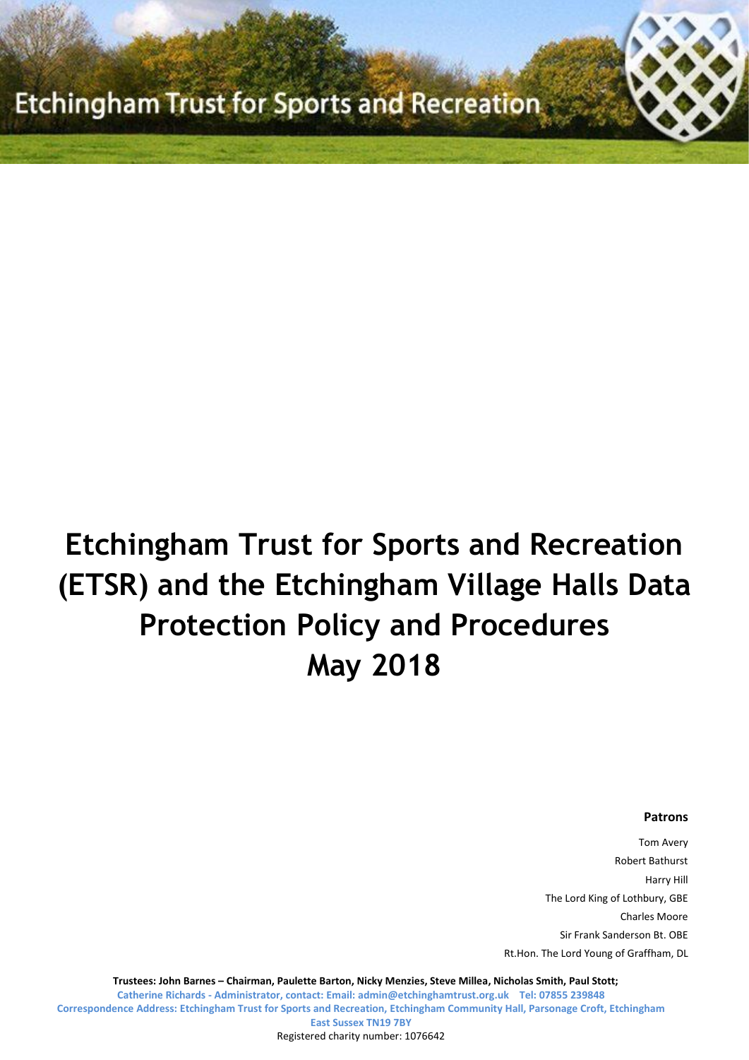Etchingham Trust for Sports and Recreation

# Etchingham Trust for Sports and Recreation (ETSR) and the Etchingham Village Halls Data Protection Policy and Procedures May 2018

**Patrons**

Tom Avery
Robert Bathurst
Harry Hill
The Lord King of Lothbury, GBE
Charles Moore
Sir Frank Sanderson Bt. OBE
Rt.Hon. The Lord Young of Graffham, DL

**Trustees: John Barnes – Chairman, Paulette Barton, Nicky Menzies, Steve Millea, Nicholas Smith, Paul Stott;**
**Catherine Richards - Administrator, contact: Email: admin@etchinghamtrust.org.uk Tel: 07855 239848**
**Correspondence Address: Etchingham Trust for Sports and Recreation, Etchingham Community Hall, Parsonage Croft, Etchingham East Sussex TN19 7BY**
Registered charity number: 1076642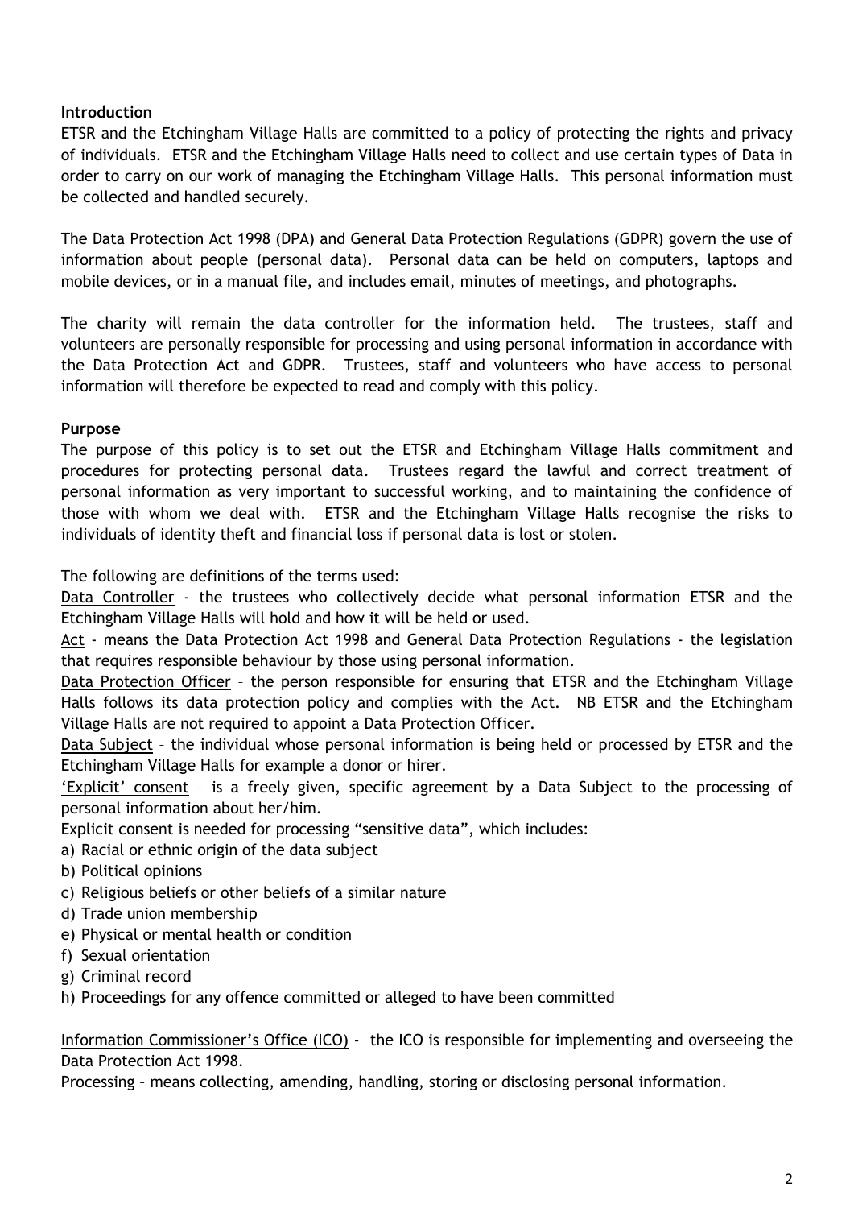**Introduction**

ETSR and the Etchingham Village Halls are committed to a policy of protecting the rights and privacy of individuals. ETSR and the Etchingham Village Halls need to collect and use certain types of Data in order to carry on our work of managing the Etchingham Village Halls. This personal information must be collected and handled securely.

The Data Protection Act 1998 (DPA) and General Data Protection Regulations (GDPR) govern the use of information about people (personal data). Personal data can be held on computers, laptops and mobile devices, or in a manual file, and includes email, minutes of meetings, and photographs.

The charity will remain the data controller for the information held. The trustees, staff and volunteers are personally responsible for processing and using personal information in accordance with the Data Protection Act and GDPR. Trustees, staff and volunteers who have access to personal information will therefore be expected to read and comply with this policy.

**Purpose**

The purpose of this policy is to set out the ETSR and Etchingham Village Halls commitment and procedures for protecting personal data. Trustees regard the lawful and correct treatment of personal information as very important to successful working, and to maintaining the confidence of those with whom we deal with. ETSR and the Etchingham Village Halls recognise the risks to individuals of identity theft and financial loss if personal data is lost or stolen.

The following are definitions of the terms used:

Data Controller - the trustees who collectively decide what personal information ETSR and the Etchingham Village Halls will hold and how it will be held or used.

Act - means the Data Protection Act 1998 and General Data Protection Regulations - the legislation that requires responsible behaviour by those using personal information.

Data Protection Officer – the person responsible for ensuring that ETSR and the Etchingham Village Halls follows its data protection policy and complies with the Act. NB ETSR and the Etchingham Village Halls are not required to appoint a Data Protection Officer.

Data Subject – the individual whose personal information is being held or processed by ETSR and the Etchingham Village Halls for example a donor or hirer.

'Explicit' consent – is a freely given, specific agreement by a Data Subject to the processing of personal information about her/him.

Explicit consent is needed for processing "sensitive data", which includes:

a) Racial or ethnic origin of the data subject
b) Political opinions
c) Religious beliefs or other beliefs of a similar nature
d) Trade union membership
e) Physical or mental health or condition
f) Sexual orientation
g) Criminal record
h) Proceedings for any offence committed or alleged to have been committed

Information Commissioner's Office (ICO) - the ICO is responsible for implementing and overseeing the Data Protection Act 1998.

Processing – means collecting, amending, handling, storing or disclosing personal information.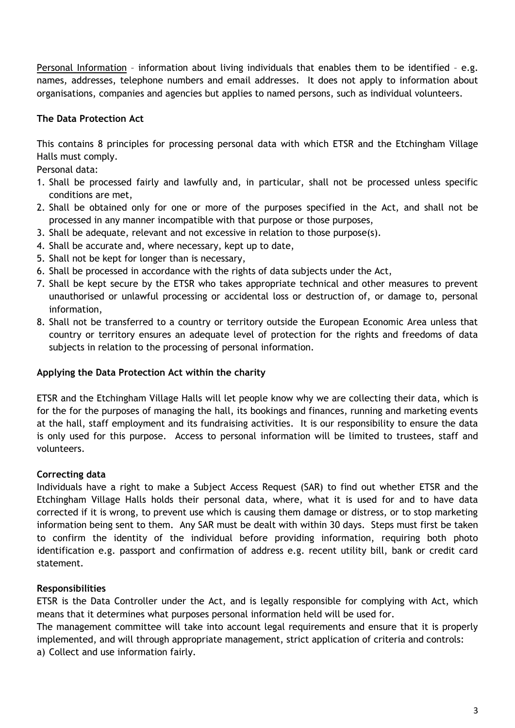<u>Personal Information</u> – information about living individuals that enables them to be identified – e.g. names, addresses, telephone numbers and email addresses. It does not apply to information about organisations, companies and agencies but applies to named persons, such as individual volunteers.

**The Data Protection Act**

This contains 8 principles for processing personal data with which ETSR and the Etchingham Village Halls must comply.

Personal data:

1. Shall be processed fairly and lawfully and, in particular, shall not be processed unless specific conditions are met,
2. Shall be obtained only for one or more of the purposes specified in the Act, and shall not be processed in any manner incompatible with that purpose or those purposes,
3. Shall be adequate, relevant and not excessive in relation to those purpose(s).
4. Shall be accurate and, where necessary, kept up to date,
5. Shall not be kept for longer than is necessary,
6. Shall be processed in accordance with the rights of data subjects under the Act,
7. Shall be kept secure by the ETSR who takes appropriate technical and other measures to prevent unauthorised or unlawful processing or accidental loss or destruction of, or damage to, personal information,
8. Shall not be transferred to a country or territory outside the European Economic Area unless that country or territory ensures an adequate level of protection for the rights and freedoms of data subjects in relation to the processing of personal information.

**Applying the Data Protection Act within the charity**

ETSR and the Etchingham Village Halls will let people know why we are collecting their data, which is for the for the purposes of managing the hall, its bookings and finances, running and marketing events at the hall, staff employment and its fundraising activities. It is our responsibility to ensure the data is only used for this purpose. Access to personal information will be limited to trustees, staff and volunteers.

**Correcting data**

Individuals have a right to make a Subject Access Request (SAR) to find out whether ETSR and the Etchingham Village Halls holds their personal data, where, what it is used for and to have data corrected if it is wrong, to prevent use which is causing them damage or distress, or to stop marketing information being sent to them. Any SAR must be dealt with within 30 days. Steps must first be taken to confirm the identity of the individual before providing information, requiring both photo identification e.g. passport and confirmation of address e.g. recent utility bill, bank or credit card statement.

**Responsibilities**

ETSR is the Data Controller under the Act, and is legally responsible for complying with Act, which means that it determines what purposes personal information held will be used for.

The management committee will take into account legal requirements and ensure that it is properly implemented, and will through appropriate management, strict application of criteria and controls:

a) Collect and use information fairly.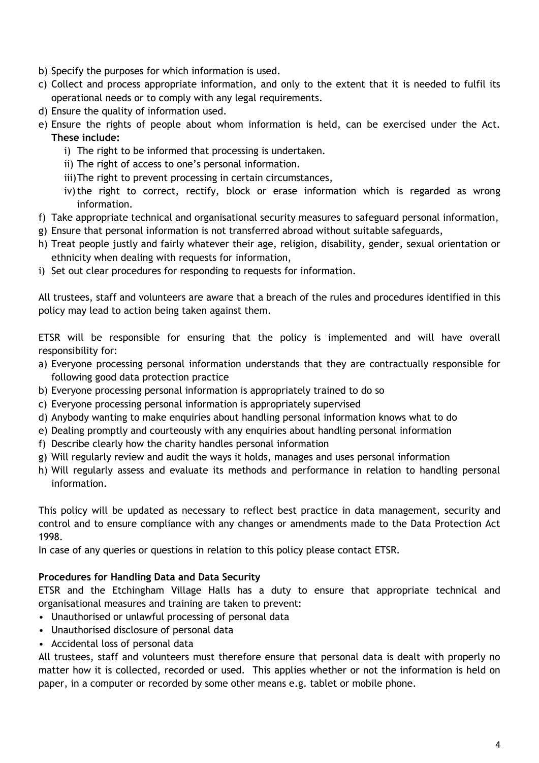b) Specify the purposes for which information is used.
c) Collect and process appropriate information, and only to the extent that it is needed to fulfil its operational needs or to comply with any legal requirements.
d) Ensure the quality of information used.
e) Ensure the rights of people about whom information is held, can be exercised under the Act. **These include:**
   i) The right to be informed that processing is undertaken.
   ii) The right of access to one's personal information.
   iii) The right to prevent processing in certain circumstances,
   iv) the right to correct, rectify, block or erase information which is regarded as wrong information.
f) Take appropriate technical and organisational security measures to safeguard personal information,
g) Ensure that personal information is not transferred abroad without suitable safeguards,
h) Treat people justly and fairly whatever their age, religion, disability, gender, sexual orientation or ethnicity when dealing with requests for information,
i) Set out clear procedures for responding to requests for information.

All trustees, staff and volunteers are aware that a breach of the rules and procedures identified in this policy may lead to action being taken against them.

ETSR will be responsible for ensuring that the policy is implemented and will have overall responsibility for:

a) Everyone processing personal information understands that they are contractually responsible for following good data protection practice
b) Everyone processing personal information is appropriately trained to do so
c) Everyone processing personal information is appropriately supervised
d) Anybody wanting to make enquiries about handling personal information knows what to do
e) Dealing promptly and courteously with any enquiries about handling personal information
f) Describe clearly how the charity handles personal information
g) Will regularly review and audit the ways it holds, manages and uses personal information
h) Will regularly assess and evaluate its methods and performance in relation to handling personal information.

This policy will be updated as necessary to reflect best practice in data management, security and control and to ensure compliance with any changes or amendments made to the Data Protection Act 1998.

In case of any queries or questions in relation to this policy please contact ETSR.

**Procedures for Handling Data and Data Security**

ETSR and the Etchingham Village Halls has a duty to ensure that appropriate technical and organisational measures and training are taken to prevent:

- Unauthorised or unlawful processing of personal data
- Unauthorised disclosure of personal data
- Accidental loss of personal data

All trustees, staff and volunteers must therefore ensure that personal data is dealt with properly no matter how it is collected, recorded or used. This applies whether or not the information is held on paper, in a computer or recorded by some other means e.g. tablet or mobile phone.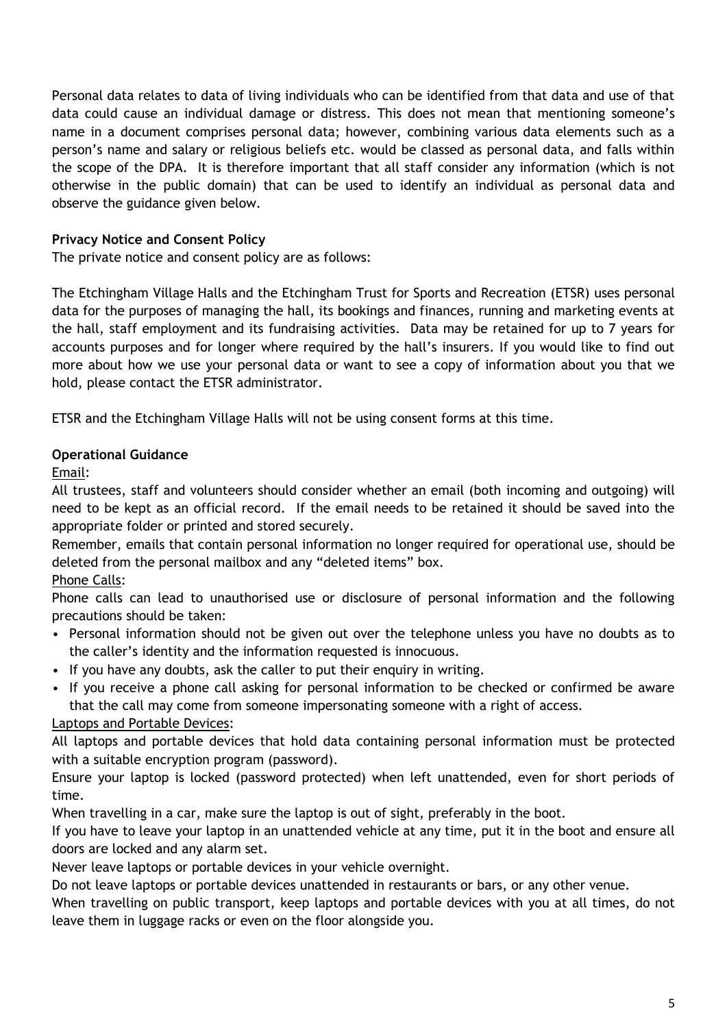Personal data relates to data of living individuals who can be identified from that data and use of that data could cause an individual damage or distress. This does not mean that mentioning someone's name in a document comprises personal data; however, combining various data elements such as a person's name and salary or religious beliefs etc. would be classed as personal data, and falls within the scope of the DPA. It is therefore important that all staff consider any information (which is not otherwise in the public domain) that can be used to identify an individual as personal data and observe the guidance given below.

**Privacy Notice and Consent Policy**

The private notice and consent policy are as follows:

The Etchingham Village Halls and the Etchingham Trust for Sports and Recreation (ETSR) uses personal data for the purposes of managing the hall, its bookings and finances, running and marketing events at the hall, staff employment and its fundraising activities. Data may be retained for up to 7 years for accounts purposes and for longer where required by the hall's insurers. If you would like to find out more about how we use your personal data or want to see a copy of information about you that we hold, please contact the ETSR administrator.

ETSR and the Etchingham Village Halls will not be using consent forms at this time.

**Operational Guidance**

Email:

All trustees, staff and volunteers should consider whether an email (both incoming and outgoing) will need to be kept as an official record. If the email needs to be retained it should be saved into the appropriate folder or printed and stored securely.

Remember, emails that contain personal information no longer required for operational use, should be deleted from the personal mailbox and any "deleted items" box.

Phone Calls:

Phone calls can lead to unauthorised use or disclosure of personal information and the following precautions should be taken:

- Personal information should not be given out over the telephone unless you have no doubts as to the caller's identity and the information requested is innocuous.
- If you have any doubts, ask the caller to put their enquiry in writing.
- If you receive a phone call asking for personal information to be checked or confirmed be aware that the call may come from someone impersonating someone with a right of access.

Laptops and Portable Devices:

All laptops and portable devices that hold data containing personal information must be protected with a suitable encryption program (password).

Ensure your laptop is locked (password protected) when left unattended, even for short periods of time.

When travelling in a car, make sure the laptop is out of sight, preferably in the boot.

If you have to leave your laptop in an unattended vehicle at any time, put it in the boot and ensure all doors are locked and any alarm set.

Never leave laptops or portable devices in your vehicle overnight.

Do not leave laptops or portable devices unattended in restaurants or bars, or any other venue.

When travelling on public transport, keep laptops and portable devices with you at all times, do not leave them in luggage racks or even on the floor alongside you.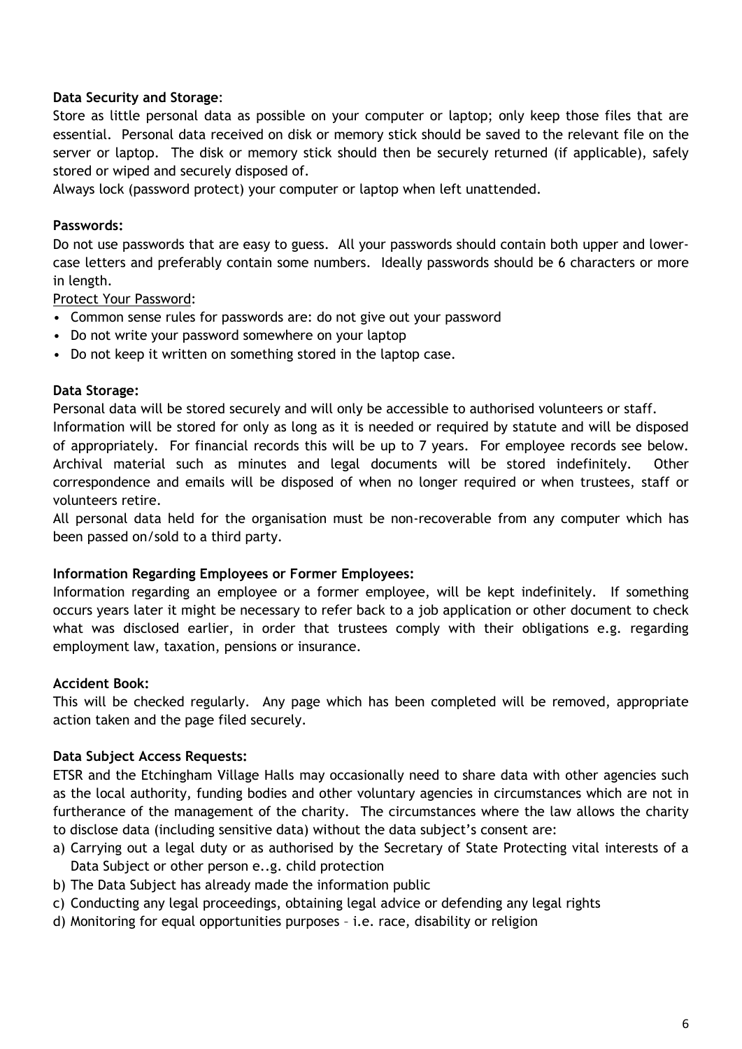**Data Security and Storage**:

Store as little personal data as possible on your computer or laptop; only keep those files that are essential. Personal data received on disk or memory stick should be saved to the relevant file on the server or laptop. The disk or memory stick should then be securely returned (if applicable), safely stored or wiped and securely disposed of.

Always lock (password protect) your computer or laptop when left unattended.

**Passwords:**

Do not use passwords that are easy to guess. All your passwords should contain both upper and lower-case letters and preferably contain some numbers. Ideally passwords should be 6 characters or more in length.

Protect Your Password:

- Common sense rules for passwords are: do not give out your password
- Do not write your password somewhere on your laptop
- Do not keep it written on something stored in the laptop case.

**Data Storage:**

Personal data will be stored securely and will only be accessible to authorised volunteers or staff.

Information will be stored for only as long as it is needed or required by statute and will be disposed of appropriately. For financial records this will be up to 7 years. For employee records see below. Archival material such as minutes and legal documents will be stored indefinitely. Other correspondence and emails will be disposed of when no longer required or when trustees, staff or volunteers retire.

All personal data held for the organisation must be non-recoverable from any computer which has been passed on/sold to a third party.

**Information Regarding Employees or Former Employees:**

Information regarding an employee or a former employee, will be kept indefinitely. If something occurs years later it might be necessary to refer back to a job application or other document to check what was disclosed earlier, in order that trustees comply with their obligations e.g. regarding employment law, taxation, pensions or insurance.

**Accident Book:**

This will be checked regularly. Any page which has been completed will be removed, appropriate action taken and the page filed securely.

**Data Subject Access Requests:**

ETSR and the Etchingham Village Halls may occasionally need to share data with other agencies such as the local authority, funding bodies and other voluntary agencies in circumstances which are not in furtherance of the management of the charity. The circumstances where the law allows the charity to disclose data (including sensitive data) without the data subject's consent are:

a) Carrying out a legal duty or as authorised by the Secretary of State Protecting vital interests of a Data Subject or other person e..g. child protection
b) The Data Subject has already made the information public
c) Conducting any legal proceedings, obtaining legal advice or defending any legal rights
d) Monitoring for equal opportunities purposes – i.e. race, disability or religion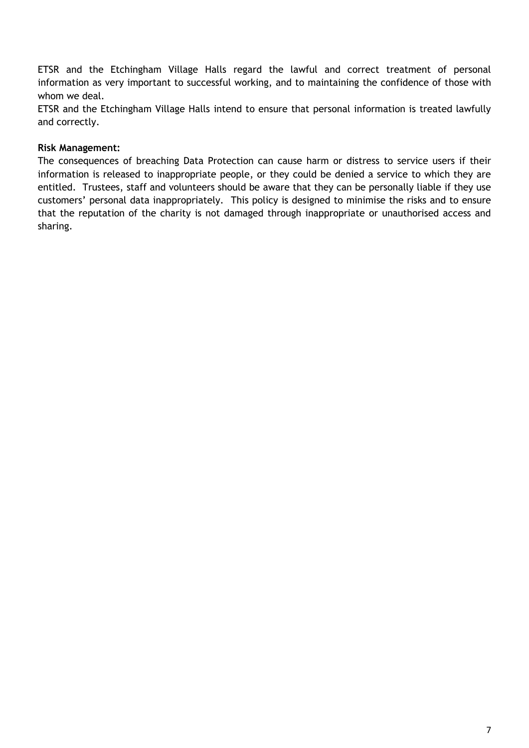ETSR and the Etchingham Village Halls regard the lawful and correct treatment of personal information as very important to successful working, and to maintaining the confidence of those with whom we deal.

ETSR and the Etchingham Village Halls intend to ensure that personal information is treated lawfully and correctly.

**Risk Management:**

The consequences of breaching Data Protection can cause harm or distress to service users if their information is released to inappropriate people, or they could be denied a service to which they are entitled. Trustees, staff and volunteers should be aware that they can be personally liable if they use customers' personal data inappropriately. This policy is designed to minimise the risks and to ensure that the reputation of the charity is not damaged through inappropriate or unauthorised access and sharing.